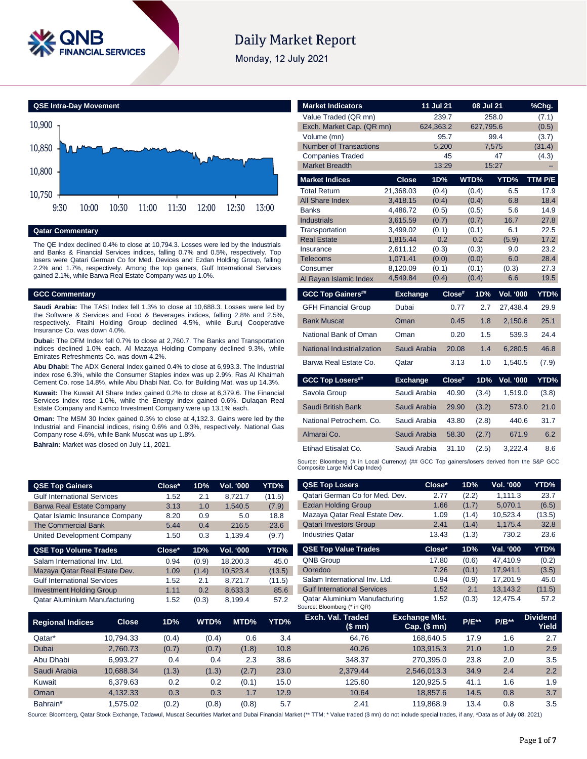# Daily Market Report

Monday, 12 July 2021

## QSE Intra-Day Movement

## Qatar Commentary

The QE Index declined 0.4% to close at 10,794.3. Losses were led by the Industrials and Banks & Financial Services indices, falling 0.7% and 0.5%, respectively. Top losers were Qatari German Co for Med. Devices and Ezdan Holding Group, falling 2.2% and 1.7%, respectively. Among the top gainers, Gulf International Services gained 2.1%, while Barwa Real Estate Company was up 1.0%.

## GCC Commentary

**Saudi Arabia:** The TASI Index fell 1.3% to close at 10,688.3. Losses were led by the Software & Services and Food & Beverages indices, falling 2.8% and 2.5%, respectively. Fitaihi Holding Group declined 4.5%, while Buruj Cooperative Insurance Co. was down 4.0%.

**Dubai:** The DFM Index fell 0.7% to close at 2,760.7. The Banks and Transportation indices declined 1.0% each. Al Mazaya Holding Company declined 9.3%, while Emirates Refreshments Co. was down 4.2%.

**Abu Dhabi:** The ADX General Index gained 0.4% to close at 6,993.3. The Industrial index rose 6.3%, while the Consumer Staples index was up 2.9%. Ras Al Khaimah Cement Co. rose 14.8%, while Abu Dhabi Nat. Co. for Building Mat. was up 14.3%.

**Kuwait:** The Kuwait All Share Index gained 0.2% to close at 6,379.6. The Financial Services index rose 1.0%, while the Energy index gained 0.6%. Dulaqan Real Estate Company and Kamco Investment Company were up 13.1% each.

**Oman:** The MSM 30 Index gained 0.3% to close at 4,132.3. Gains were led by the Industrial and Financial indices, rising 0.6% and 0.3%, respectively. National Gas Company rose 4.6%, while Bank Muscat was up 1.8%.

**Bahrain:** Market was closed on July 11, 2021.

| Market Indicators | 11 Jul 21 | 08 Jul 21 | %Chg. |
|---|---|---|---|
| Value Traded (QR mn) | 239.7 | 258.0 | (7.1) |
| Exch. Market Cap. (QR mn) | 624,363.2 | 627,795.6 | (0.5) |
| Volume (mn) | 95.7 | 99.4 | (3.7) |
| Number of Transactions | 5,200 | 7,575 | (31.4) |
| Companies Traded | 45 | 47 | (4.3) |
| Market Breadth | 13:29 | 15:27 | – |

| Market Indices | Close | 1D% | WTD% | YTD% | TTM P/E |
|---|---|---|---|---|---|
| Total Return | 21,368.03 | (0.4) | (0.4) | 6.5 | 17.9 |
| All Share Index | 3,418.15 | (0.4) | (0.4) | 6.8 | 18.4 |
| Banks | 4,486.72 | (0.5) | (0.5) | 5.6 | 14.9 |
| Industrials | 3,615.59 | (0.7) | (0.7) | 16.7 | 27.8 |
| Transportation | 3,499.02 | (0.1) | (0.1) | 6.1 | 22.5 |
| Real Estate | 1,815.44 | 0.2 | 0.2 | (5.9) | 17.2 |
| Insurance | 2,611.12 | (0.3) | (0.3) | 9.0 | 23.2 |
| Telecoms | 1,071.41 | (0.0) | (0.0) | 6.0 | 28.4 |
| Consumer | 8,120.09 | (0.1) | (0.1) | (0.3) | 27.3 |
| Al Rayan Islamic Index | 4,549.84 | (0.4) | (0.4) | 6.6 | 19.5 |

| GCC Top Gainers## | Exchange | Close# | 1D% | Vol. '000 | YTD% |
|---|---|---|---|---|---|
| GFH Financial Group | Dubai | 0.77 | 2.7 | 27,438.4 | 29.9 |
| Bank Muscat | Oman | 0.45 | 1.8 | 2,150.6 | 25.1 |
| National Bank of Oman | Oman | 0.20 | 1.5 | 539.3 | 24.4 |
| National Industrialization | Saudi Arabia | 20.08 | 1.4 | 6,280.5 | 46.8 |
| Barwa Real Estate Co. | Qatar | 3.13 | 1.0 | 1,540.5 | (7.9) |

| GCC Top Losers## | Exchange | Close# | 1D% | Vol. '000 | YTD% |
|---|---|---|---|---|---|
| Savola Group | Saudi Arabia | 40.90 | (3.4) | 1,519.0 | (3.8) |
| Saudi British Bank | Saudi Arabia | 29.90 | (3.2) | 573.0 | 21.0 |
| National Petrochem. Co. | Saudi Arabia | 43.80 | (2.8) | 440.6 | 31.7 |
| Almarai Co. | Saudi Arabia | 58.30 | (2.7) | 671.9 | 6.2 |
| Etihad Etisalat Co. | Saudi Arabia | 31.10 | (2.5) | 3,222.4 | 8.6 |

Source: Bloomberg (# in Local Currency) (## GCC Top gainers/losers derived from the S&P GCC Composite Large Mid Cap Index)

| QSE Top Gainers | Close* | 1D% | Vol. '000 | YTD% |
|---|---|---|---|---|
| Gulf International Services | 1.52 | 2.1 | 8,721.7 | (11.5) |
| Barwa Real Estate Company | 3.13 | 1.0 | 1,540.5 | (7.9) |
| Qatar Islamic Insurance Company | 8.20 | 0.9 | 5.0 | 18.8 |
| The Commercial Bank | 5.44 | 0.4 | 216.5 | 23.6 |
| United Development Company | 1.50 | 0.3 | 1,139.4 | (9.7) |

| QSE Top Volume Trades | Close* | 1D% | Vol. '000 | YTD% |
|---|---|---|---|---|
| Salam International Inv. Ltd. | 0.94 | (0.9) | 18,200.3 | 45.0 |
| Mazaya Qatar Real Estate Dev. | 1.09 | (1.4) | 10,523.4 | (13.5) |
| Gulf International Services | 1.52 | 2.1 | 8,721.7 | (11.5) |
| Investment Holding Group | 1.11 | 0.2 | 8,633.3 | 85.6 |
| Qatar Aluminium Manufacturing | 1.52 | (0.3) | 8,199.4 | 57.2 |

| QSE Top Losers | Close* | 1D% | Vol. '000 | YTD% |
|---|---|---|---|---|
| Qatari German Co for Med. Dev. | 2.77 | (2.2) | 1,111.3 | 23.7 |
| Ezdan Holding Group | 1.66 | (1.7) | 5,070.1 | (6.5) |
| Mazaya Qatar Real Estate Dev. | 1.09 | (1.4) | 10,523.4 | (13.5) |
| Qatari Investors Group | 2.41 | (1.4) | 1,175.4 | 32.8 |
| Industries Qatar | 13.43 | (1.3) | 730.2 | 23.6 |

| QSE Top Value Trades | Close* | 1D% | Val. '000 | YTD% |
|---|---|---|---|---|
| QNB Group | 17.80 | (0.6) | 47,410.9 | (0.2) |
| Ooredoo | 7.26 | (0.1) | 17,941.1 | (3.5) |
| Salam International Inv. Ltd. | 0.94 | (0.9) | 17,201.9 | 45.0 |
| Gulf International Services | 1.52 | 2.1 | 13,143.2 | (11.5) |
| Qatar Aluminium Manufacturing | 1.52 | (0.3) | 12,475.4 | 57.2 |

Source: Bloomberg (* in QR)

| Regional Indices | Close | 1D% | WTD% | MTD% | YTD% | Exch. Val. Traded ($ mn) | Exchange Mkt. Cap. ($ mn) | P/E** | P/B** | Dividend Yield |
|---|---|---|---|---|---|---|---|---|---|---|
| Qatar* | 10,794.33 | (0.4) | (0.4) | 0.6 | 3.4 | 64.76 | 168,640.5 | 17.9 | 1.6 | 2.7 |
| Dubai | 2,760.73 | (0.7) | (0.7) | (1.8) | 10.8 | 40.26 | 103,915.3 | 21.0 | 1.0 | 2.9 |
| Abu Dhabi | 6,993.27 | 0.4 | 0.4 | 2.3 | 38.6 | 348.37 | 270,395.0 | 23.8 | 2.0 | 3.5 |
| Saudi Arabia | 10,688.34 | (1.3) | (1.3) | (2.7) | 23.0 | 2,379.44 | 2,546,013.3 | 34.9 | 2.4 | 2.2 |
| Kuwait | 6,379.63 | 0.2 | 0.2 | (0.1) | 15.0 | 125.60 | 120,925.5 | 41.1 | 1.6 | 1.9 |
| Oman | 4,132.33 | 0.3 | 0.3 | 1.7 | 12.9 | 10.64 | 18,857.6 | 14.5 | 0.8 | 3.7 |
| Bahrain# | 1,575.02 | (0.2) | (0.8) | (0.8) | 5.7 | 2.41 | 119,868.9 | 13.4 | 0.8 | 3.5 |

Source: Bloomberg, Qatar Stock Exchange, Tadawul, Muscat Securities Market and Dubai Financial Market (** TTM; * Value traded ($ mn) do not include special trades, if any, #Data as of July 08, 2021)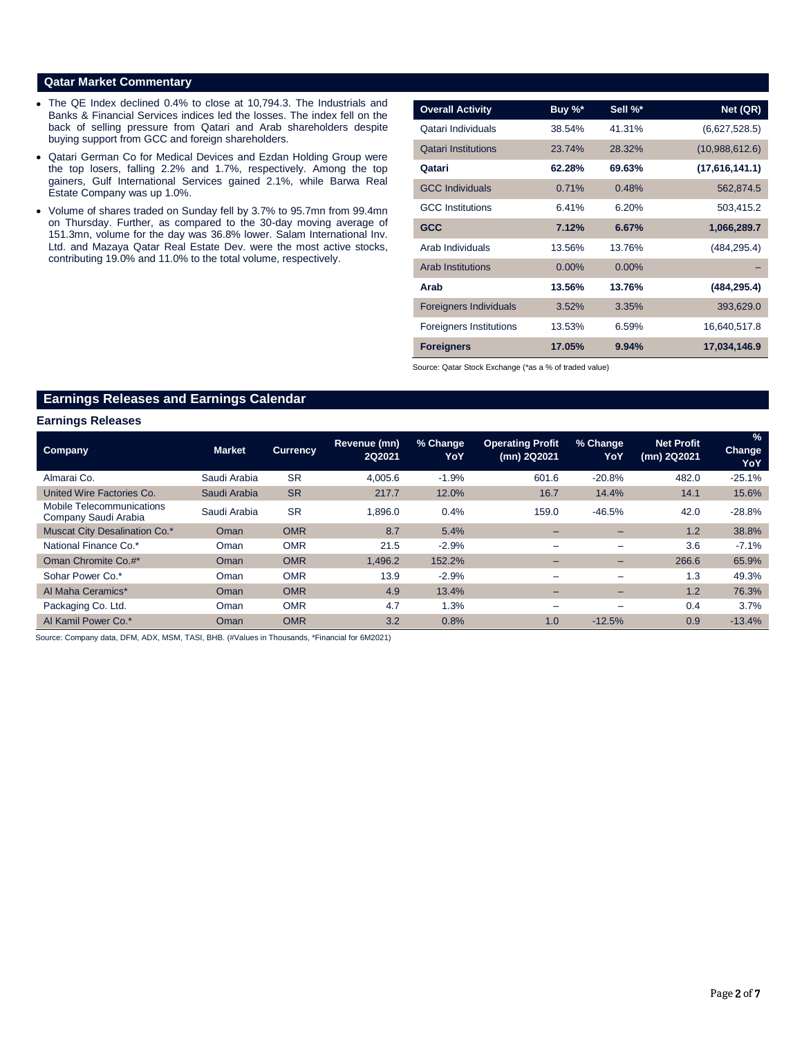## Qatar Market Commentary

- The QE Index declined 0.4% to close at 10,794.3. The Industrials and Banks & Financial Services indices led the losses. The index fell on the back of selling pressure from Qatari and Arab shareholders despite buying support from GCC and foreign shareholders.
- Qatari German Co for Medical Devices and Ezdan Holding Group were the top losers, falling 2.2% and 1.7%, respectively. Among the top gainers, Gulf International Services gained 2.1%, while Barwa Real Estate Company was up 1.0%.
- Volume of shares traded on Sunday fell by 3.7% to 95.7mn from 99.4mn on Thursday. Further, as compared to the 30-day moving average of 151.3mn, volume for the day was 36.8% lower. Salam International Inv. Ltd. and Mazaya Qatar Real Estate Dev. were the most active stocks, contributing 19.0% and 11.0% to the total volume, respectively.

| Overall Activity | Buy %* | Sell %* | Net (QR) |
|---|---|---|---|
| Qatari Individuals | 38.54% | 41.31% | (6,627,528.5) |
| Qatari Institutions | 23.74% | 28.32% | (10,988,612.6) |
| **Qatari** | **62.28%** | **69.63%** | **(17,616,141.1)** |
| GCC Individuals | 0.71% | 0.48% | 562,874.5 |
| GCC Institutions | 6.41% | 6.20% | 503,415.2 |
| **GCC** | **7.12%** | **6.67%** | **1,066,289.7** |
| Arab Individuals | 13.56% | 13.76% | (484,295.4) |
| Arab Institutions | 0.00% | 0.00% | – |
| **Arab** | **13.56%** | **13.76%** | **(484,295.4)** |
| Foreigners Individuals | 3.52% | 3.35% | 393,629.0 |
| Foreigners Institutions | 13.53% | 6.59% | 16,640,517.8 |
| **Foreigners** | **17.05%** | **9.94%** | **17,034,146.9** |

Source: Qatar Stock Exchange (*as a % of traded value)

## Earnings Releases and Earnings Calendar

### Earnings Releases

| Company | Market | Currency | Revenue (mn) 2Q2021 | % Change YoY | Operating Profit (mn) 2Q2021 | % Change YoY | Net Profit (mn) 2Q2021 | % Change YoY |
|---|---|---|---|---|---|---|---|---|
| Almarai Co. | Saudi Arabia | SR | 4,005.6 | -1.9% | 601.6 | -20.8% | 482.0 | -25.1% |
| United Wire Factories Co. | Saudi Arabia | SR | 217.7 | 12.0% | 16.7 | 14.4% | 14.1 | 15.6% |
| Mobile Telecommunications Company Saudi Arabia | Saudi Arabia | SR | 1,896.0 | 0.4% | 159.0 | -46.5% | 42.0 | -28.8% |
| Muscat City Desalination Co.* | Oman | OMR | 8.7 | 5.4% | – | – | 1.2 | 38.8% |
| National Finance Co.* | Oman | OMR | 21.5 | -2.9% | – | – | 3.6 | -7.1% |
| Oman Chromite Co.#* | Oman | OMR | 1,496.2 | 152.2% | – | – | 266.6 | 65.9% |
| Sohar Power Co.* | Oman | OMR | 13.9 | -2.9% | – | – | 1.3 | 49.3% |
| Al Maha Ceramics* | Oman | OMR | 4.9 | 13.4% | – | – | 1.2 | 76.3% |
| Packaging Co. Ltd. | Oman | OMR | 4.7 | 1.3% | – | – | 0.4 | 3.7% |
| Al Kamil Power Co.* | Oman | OMR | 3.2 | 0.8% | 1.0 | -12.5% | 0.9 | -13.4% |

Source: Company data, DFM, ADX, MSM, TASI, BHB. (#Values in Thousands, *Financial for 6M2021)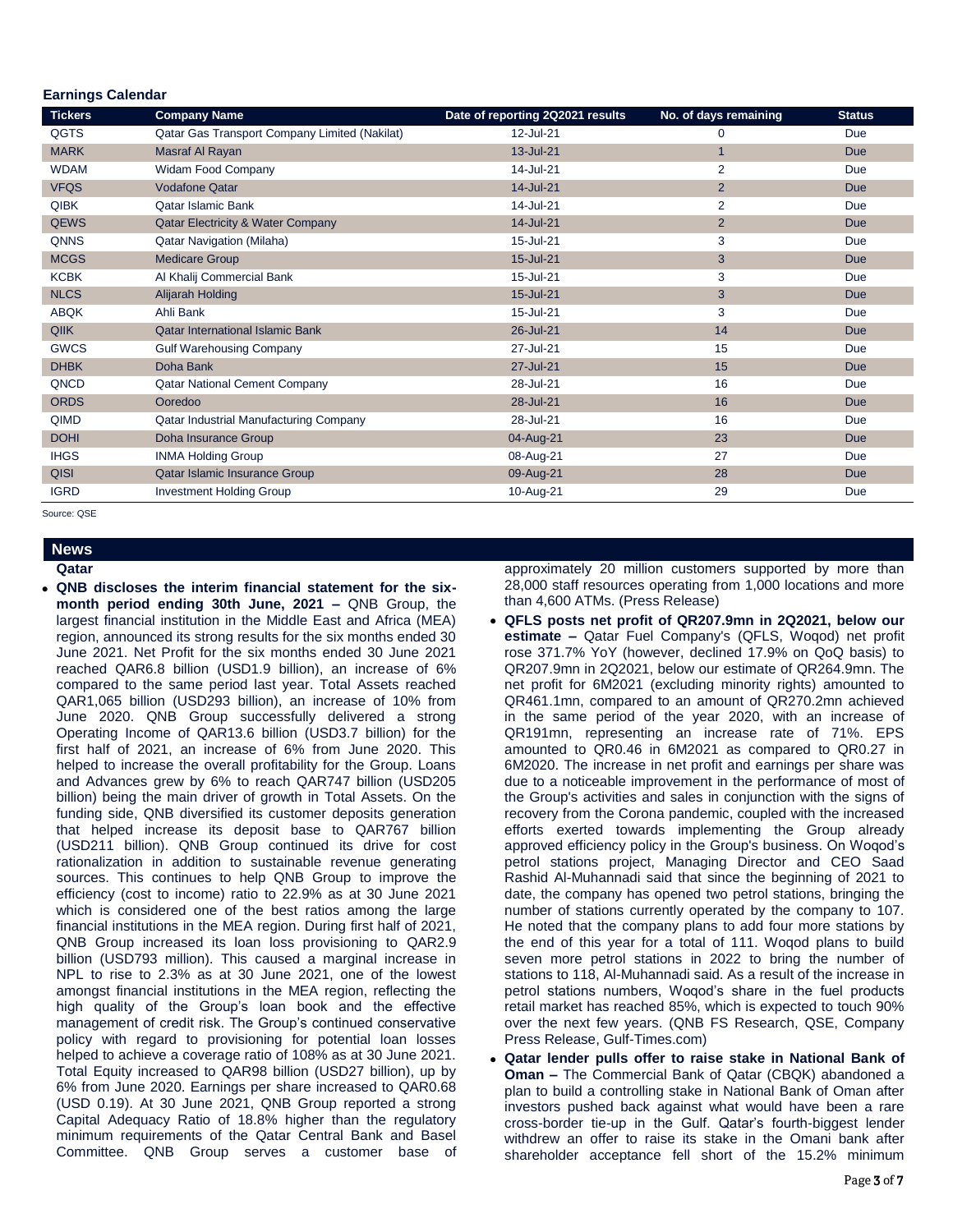### Earnings Calendar

| Tickers | Company Name | Date of reporting 2Q2021 results | No. of days remaining | Status |
|---|---|---|---|---|
| QGTS | Qatar Gas Transport Company Limited (Nakilat) | 12-Jul-21 | 0 | Due |
| MARK | Masraf Al Rayan | 13-Jul-21 | 1 | Due |
| WDAM | Widam Food Company | 14-Jul-21 | 2 | Due |
| VFQS | Vodafone Qatar | 14-Jul-21 | 2 | Due |
| QIBK | Qatar Islamic Bank | 14-Jul-21 | 2 | Due |
| QEWS | Qatar Electricity & Water Company | 14-Jul-21 | 2 | Due |
| QNNS | Qatar Navigation (Milaha) | 15-Jul-21 | 3 | Due |
| MCGS | Medicare Group | 15-Jul-21 | 3 | Due |
| KCBK | Al Khalij Commercial Bank | 15-Jul-21 | 3 | Due |
| NLCS | Alijarah Holding | 15-Jul-21 | 3 | Due |
| ABQK | Ahli Bank | 15-Jul-21 | 3 | Due |
| QIIK | Qatar International Islamic Bank | 26-Jul-21 | 14 | Due |
| GWCS | Gulf Warehousing Company | 27-Jul-21 | 15 | Due |
| DHBK | Doha Bank | 27-Jul-21 | 15 | Due |
| QNCD | Qatar National Cement Company | 28-Jul-21 | 16 | Due |
| ORDS | Ooredoo | 28-Jul-21 | 16 | Due |
| QIMD | Qatar Industrial Manufacturing Company | 28-Jul-21 | 16 | Due |
| DOHI | Doha Insurance Group | 04-Aug-21 | 23 | Due |
| IHGS | INMA Holding Group | 08-Aug-21 | 27 | Due |
| QISI | Qatar Islamic Insurance Group | 09-Aug-21 | 28 | Due |
| IGRD | Investment Holding Group | 10-Aug-21 | 29 | Due |

Source: QSE

## News

### Qatar

- **QNB discloses the interim financial statement for the six-month period ending 30th June, 2021 –** QNB Group, the largest financial institution in the Middle East and Africa (MEA) region, announced its strong results for the six months ended 30 June 2021. Net Profit for the six months ended 30 June 2021 reached QAR6.8 billion (USD1.9 billion), an increase of 6% compared to the same period last year. Total Assets reached QAR1,065 billion (USD293 billion), an increase of 10% from June 2020. QNB Group successfully delivered a strong Operating Income of QAR13.6 billion (USD3.7 billion) for the first half of 2021, an increase of 6% from June 2020. This helped to increase the overall profitability for the Group. Loans and Advances grew by 6% to reach QAR747 billion (USD205 billion) being the main driver of growth in Total Assets. On the funding side, QNB diversified its customer deposits generation that helped increase its deposit base to QAR767 billion (USD211 billion). QNB Group continued its drive for cost rationalization in addition to sustainable revenue generating sources. This continues to help QNB Group to improve the efficiency (cost to income) ratio to 22.9% as at 30 June 2021 which is considered one of the best ratios among the large financial institutions in the MEA region. During first half of 2021, QNB Group increased its loan loss provisioning to QAR2.9 billion (USD793 million). This caused a marginal increase in NPL to rise to 2.3% as at 30 June 2021, one of the lowest amongst financial institutions in the MEA region, reflecting the high quality of the Group's loan book and the effective management of credit risk. The Group's continued conservative policy with regard to provisioning for potential loan losses helped to achieve a coverage ratio of 108% as at 30 June 2021. Total Equity increased to QAR98 billion (USD27 billion), up by 6% from June 2020. Earnings per share increased to QAR0.68 (USD 0.19). At 30 June 2021, QNB Group reported a strong Capital Adequacy Ratio of 18.8% higher than the regulatory minimum requirements of the Qatar Central Bank and Basel Committee. QNB Group serves a customer base of approximately 20 million customers supported by more than 28,000 staff resources operating from 1,000 locations and more than 4,600 ATMs. (Press Release)
- **QFLS posts net profit of QR207.9mn in 2Q2021, below our estimate –** Qatar Fuel Company's (QFLS, Woqod) net profit rose 371.7% YoY (however, declined 17.9% on QoQ basis) to QR207.9mn in 2Q2021, below our estimate of QR264.9mn. The net profit for 6M2021 (excluding minority rights) amounted to QR461.1mn, compared to an amount of QR270.2mn achieved in the same period of the year 2020, with an increase of QR191mn, representing an increase rate of 71%. EPS amounted to QR0.46 in 6M2021 as compared to QR0.27 in 6M2020. The increase in net profit and earnings per share was due to a noticeable improvement in the performance of most of the Group's activities and sales in conjunction with the signs of recovery from the Corona pandemic, coupled with the increased efforts exerted towards implementing the Group already approved efficiency policy in the Group's business. On Woqod's petrol stations project, Managing Director and CEO Saad Rashid Al-Muhannadi said that since the beginning of 2021 to date, the company has opened two petrol stations, bringing the number of stations currently operated by the company to 107. He noted that the company plans to add four more stations by the end of this year for a total of 111. Woqod plans to build seven more petrol stations in 2022 to bring the number of stations to 118, Al-Muhannadi said. As a result of the increase in petrol stations numbers, Woqod's share in the fuel products retail market has reached 85%, which is expected to touch 90% over the next few years. (QNB FS Research, QSE, Company Press Release, Gulf-Times.com)
- **Qatar lender pulls offer to raise stake in National Bank of Oman –** The Commercial Bank of Qatar (CBQK) abandoned a plan to build a controlling stake in National Bank of Oman after investors pushed back against what would have been a rare cross-border tie-up in the Gulf. Qatar's fourth-biggest lender withdrew an offer to raise its stake in the Omani bank after shareholder acceptance fell short of the 15.2% minimum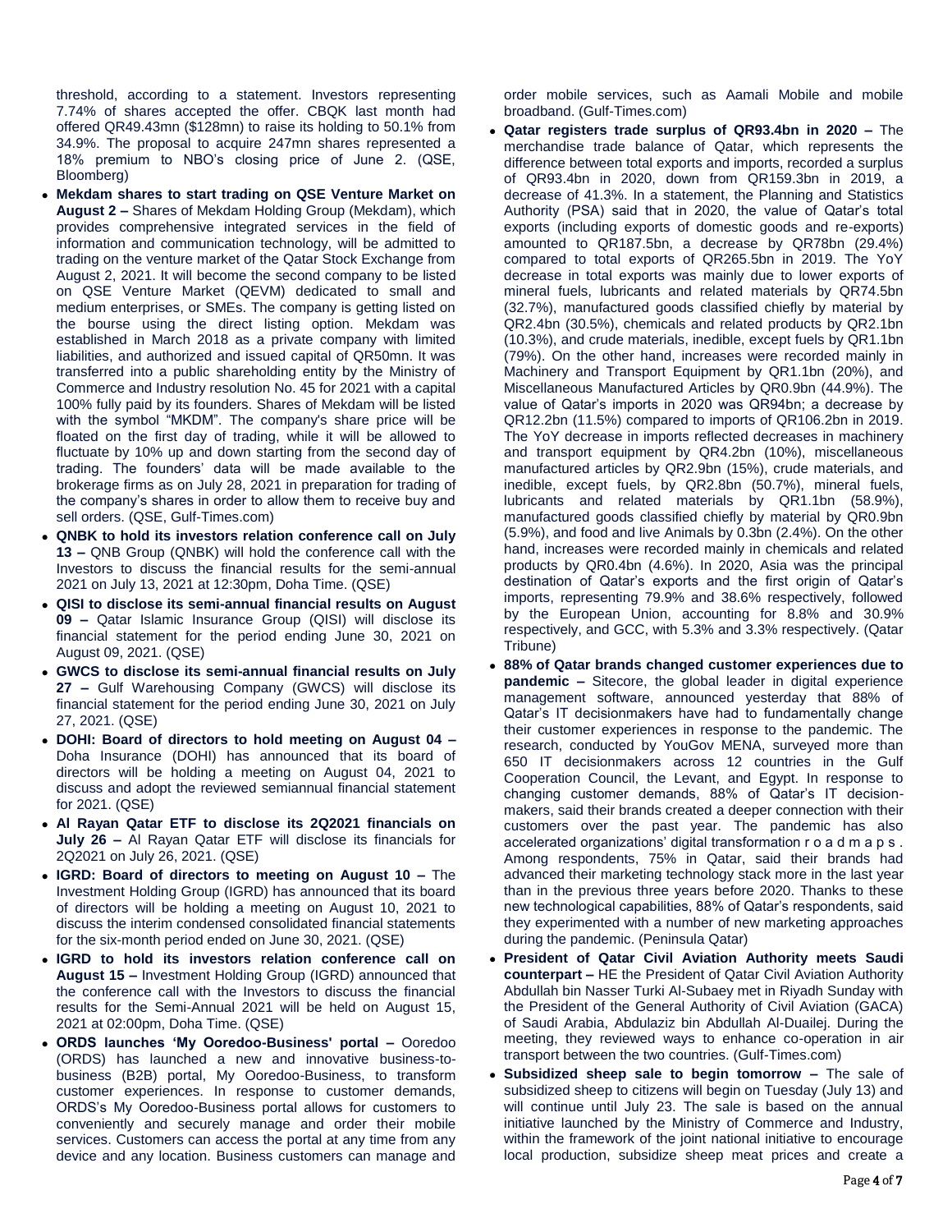threshold, according to a statement. Investors representing 7.74% of shares accepted the offer. CBQK last month had offered QR49.43mn ($128mn) to raise its holding to 50.1% from 34.9%. The proposal to acquire 247mn shares represented a 18% premium to NBO's closing price of June 2. (QSE, Bloomberg)

- **Mekdam shares to start trading on QSE Venture Market on August 2 –** Shares of Mekdam Holding Group (Mekdam), which provides comprehensive integrated services in the field of information and communication technology, will be admitted to trading on the venture market of the Qatar Stock Exchange from August 2, 2021. It will become the second company to be listed on QSE Venture Market (QEVM) dedicated to small and medium enterprises, or SMEs. The company is getting listed on the bourse using the direct listing option. Mekdam was established in March 2018 as a private company with limited liabilities, and authorized and issued capital of QR50mn. It was transferred into a public shareholding entity by the Ministry of Commerce and Industry resolution No. 45 for 2021 with a capital 100% fully paid by its founders. Shares of Mekdam will be listed with the symbol "MKDM". The company's share price will be floated on the first day of trading, while it will be allowed to fluctuate by 10% up and down starting from the second day of trading. The founders' data will be made available to the brokerage firms as on July 28, 2021 in preparation for trading of the company's shares in order to allow them to receive buy and sell orders. (QSE, Gulf-Times.com)
- **QNBK to hold its investors relation conference call on July 13 –** QNB Group (QNBK) will hold the conference call with the Investors to discuss the financial results for the semi-annual 2021 on July 13, 2021 at 12:30pm, Doha Time. (QSE)
- **QISI to disclose its semi-annual financial results on August 09 –** Qatar Islamic Insurance Group (QISI) will disclose its financial statement for the period ending June 30, 2021 on August 09, 2021. (QSE)
- **GWCS to disclose its semi-annual financial results on July 27 –** Gulf Warehousing Company (GWCS) will disclose its financial statement for the period ending June 30, 2021 on July 27, 2021. (QSE)
- **DOHI: Board of directors to hold meeting on August 04 –** Doha Insurance (DOHI) has announced that its board of directors will be holding a meeting on August 04, 2021 to discuss and adopt the reviewed semiannual financial statement for 2021. (QSE)
- **Al Rayan Qatar ETF to disclose its 2Q2021 financials on July 26 –** Al Rayan Qatar ETF will disclose its financials for 2Q2021 on July 26, 2021. (QSE)
- **IGRD: Board of directors to meeting on August 10 –** The Investment Holding Group (IGRD) has announced that its board of directors will be holding a meeting on August 10, 2021 to discuss the interim condensed consolidated financial statements for the six-month period ended on June 30, 2021. (QSE)
- **IGRD to hold its investors relation conference call on August 15 –** Investment Holding Group (IGRD) announced that the conference call with the Investors to discuss the financial results for the Semi-Annual 2021 will be held on August 15, 2021 at 02:00pm, Doha Time. (QSE)
- **ORDS launches 'My Ooredoo-Business' portal –** Ooredoo (ORDS) has launched a new and innovative business-to-business (B2B) portal, My Ooredoo-Business, to transform customer experiences. In response to customer demands, ORDS's My Ooredoo-Business portal allows for customers to conveniently and securely manage and order their mobile services. Customers can access the portal at any time from any device and any location. Business customers can manage and order mobile services, such as Aamali Mobile and mobile broadband. (Gulf-Times.com)
- **Qatar registers trade surplus of QR93.4bn in 2020 –** The merchandise trade balance of Qatar, which represents the difference between total exports and imports, recorded a surplus of QR93.4bn in 2020, down from QR159.3bn in 2019, a decrease of 41.3%. In a statement, the Planning and Statistics Authority (PSA) said that in 2020, the value of Qatar's total exports (including exports of domestic goods and re-exports) amounted to QR187.5bn, a decrease by QR78bn (29.4%) compared to total exports of QR265.5bn in 2019. The YoY decrease in total exports was mainly due to lower exports of mineral fuels, lubricants and related materials by QR74.5bn (32.7%), manufactured goods classified chiefly by material by QR2.4bn (30.5%), chemicals and related products by QR2.1bn (10.3%), and crude materials, inedible, except fuels by QR1.1bn (79%). On the other hand, increases were recorded mainly in Machinery and Transport Equipment by QR1.1bn (20%), and Miscellaneous Manufactured Articles by QR0.9bn (44.9%). The value of Qatar's imports in 2020 was QR94bn; a decrease by QR12.2bn (11.5%) compared to imports of QR106.2bn in 2019. The YoY decrease in imports reflected decreases in machinery and transport equipment by QR4.2bn (10%), miscellaneous manufactured articles by QR2.9bn (15%), crude materials, and inedible, except fuels, by QR2.8bn (50.7%), mineral fuels, lubricants and related materials by QR1.1bn (58.9%), manufactured goods classified chiefly by material by QR0.9bn (5.9%), and food and live Animals by 0.3bn (2.4%). On the other hand, increases were recorded mainly in chemicals and related products by QR0.4bn (4.6%). In 2020, Asia was the principal destination of Qatar's exports and the first origin of Qatar's imports, representing 79.9% and 38.6% respectively, followed by the European Union, accounting for 8.8% and 30.9% respectively, and GCC, with 5.3% and 3.3% respectively. (Qatar Tribune)
- **88% of Qatar brands changed customer experiences due to pandemic –** Sitecore, the global leader in digital experience management software, announced yesterday that 88% of Qatar's IT decisionmakers have had to fundamentally change their customer experiences in response to the pandemic. The research, conducted by YouGov MENA, surveyed more than 650 IT decisionmakers across 12 countries in the Gulf Cooperation Council, the Levant, and Egypt. In response to changing customer demands, 88% of Qatar's IT decision-makers, said their brands created a deeper connection with their customers over the past year. The pandemic has also accelerated organizations' digital transformation roadmaps. Among respondents, 75% in Qatar, said their brands had advanced their marketing technology stack more in the last year than in the previous three years before 2020. Thanks to these new technological capabilities, 88% of Qatar's respondents, said they experimented with a number of new marketing approaches during the pandemic. (Peninsula Qatar)
- **President of Qatar Civil Aviation Authority meets Saudi counterpart –** HE the President of Qatar Civil Aviation Authority Abdullah bin Nasser Turki Al-Subaey met in Riyadh Sunday with the President of the General Authority of Civil Aviation (GACA) of Saudi Arabia, Abdulaziz bin Abdullah Al-Duailej. During the meeting, they reviewed ways to enhance co-operation in air transport between the two countries. (Gulf-Times.com)
- **Subsidized sheep sale to begin tomorrow –** The sale of subsidized sheep to citizens will begin on Tuesday (July 13) and will continue until July 23. The sale is based on the annual initiative launched by the Ministry of Commerce and Industry, within the framework of the joint national initiative to encourage local production, subsidize sheep meat prices and create a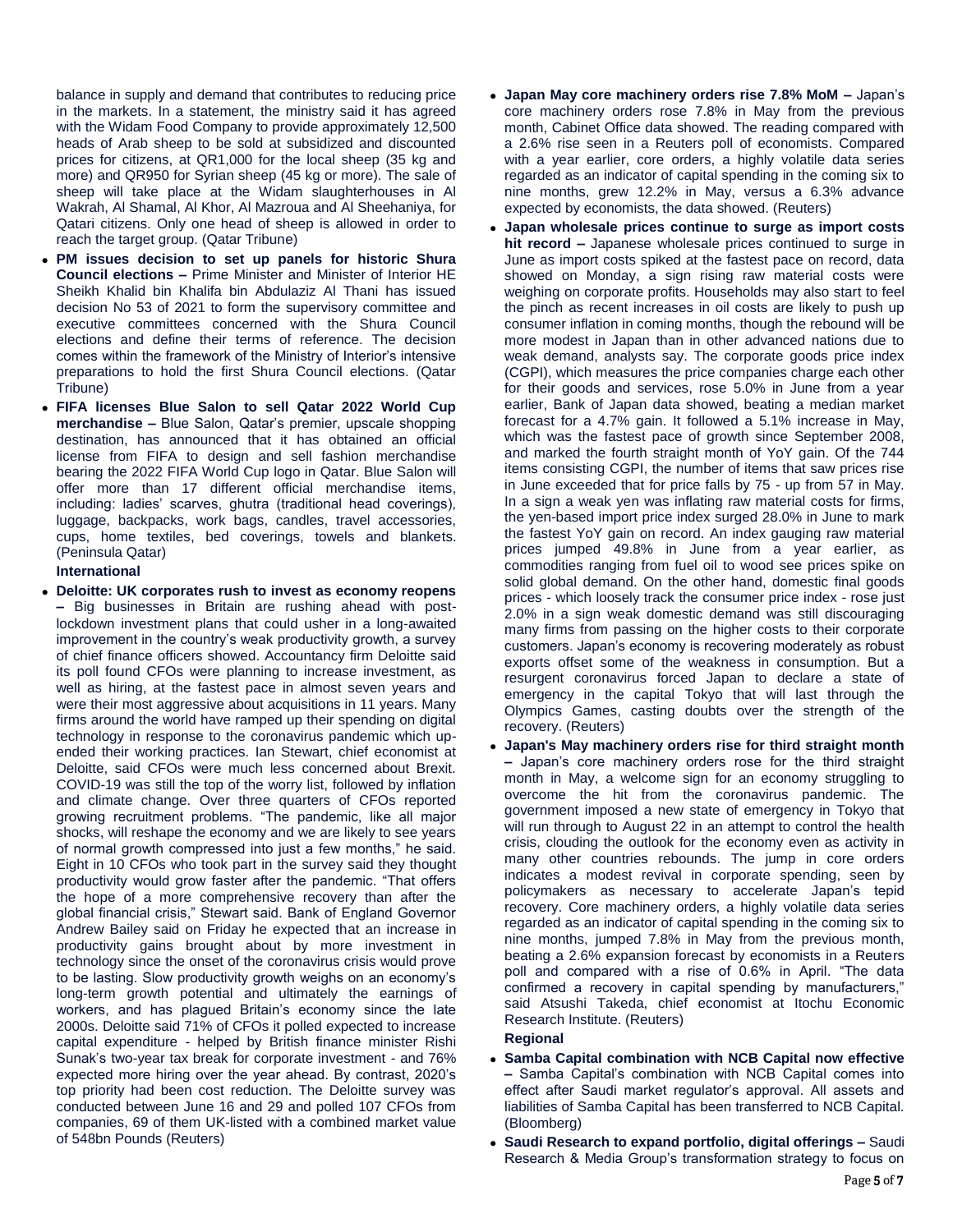balance in supply and demand that contributes to reducing price in the markets. In a statement, the ministry said it has agreed with the Widam Food Company to provide approximately 12,500 heads of Arab sheep to be sold at subsidized and discounted prices for citizens, at QR1,000 for the local sheep (35 kg and more) and QR950 for Syrian sheep (45 kg or more). The sale of sheep will take place at the Widam slaughterhouses in Al Wakrah, Al Shamal, Al Khor, Al Mazroua and Al Sheehaniya, for Qatari citizens. Only one head of sheep is allowed in order to reach the target group. (Qatar Tribune)

- **PM issues decision to set up panels for historic Shura Council elections –** Prime Minister and Minister of Interior HE Sheikh Khalid bin Khalifa bin Abdulaziz Al Thani has issued decision No 53 of 2021 to form the supervisory committee and executive committees concerned with the Shura Council elections and define their terms of reference. The decision comes within the framework of the Ministry of Interior's intensive preparations to hold the first Shura Council elections. (Qatar Tribune)
- **FIFA licenses Blue Salon to sell Qatar 2022 World Cup merchandise –** Blue Salon, Qatar's premier, upscale shopping destination, has announced that it has obtained an official license from FIFA to design and sell fashion merchandise bearing the 2022 FIFA World Cup logo in Qatar. Blue Salon will offer more than 17 different official merchandise items, including: ladies' scarves, ghutra (traditional head coverings), luggage, backpacks, work bags, candles, travel accessories, cups, home textiles, bed coverings, towels and blankets. (Peninsula Qatar)

**International**

- **Deloitte: UK corporates rush to invest as economy reopens –** Big businesses in Britain are rushing ahead with post-lockdown investment plans that could usher in a long-awaited improvement in the country's weak productivity growth, a survey of chief finance officers showed. Accountancy firm Deloitte said its poll found CFOs were planning to increase investment, as well as hiring, at the fastest pace in almost seven years and were their most aggressive about acquisitions in 11 years. Many firms around the world have ramped up their spending on digital technology in response to the coronavirus pandemic which up-ended their working practices. Ian Stewart, chief economist at Deloitte, said CFOs were much less concerned about Brexit. COVID-19 was still the top of the worry list, followed by inflation and climate change. Over three quarters of CFOs reported growing recruitment problems. "The pandemic, like all major shocks, will reshape the economy and we are likely to see years of normal growth compressed into just a few months," he said. Eight in 10 CFOs who took part in the survey said they thought productivity would grow faster after the pandemic. "That offers the hope of a more comprehensive recovery than after the global financial crisis," Stewart said. Bank of England Governor Andrew Bailey said on Friday he expected that an increase in productivity gains brought about by more investment in technology since the onset of the coronavirus crisis would prove to be lasting. Slow productivity growth weighs on an economy's long-term growth potential and ultimately the earnings of workers, and has plagued Britain's economy since the late 2000s. Deloitte said 71% of CFOs it polled expected to increase capital expenditure - helped by British finance minister Rishi Sunak's two-year tax break for corporate investment - and 76% expected more hiring over the year ahead. By contrast, 2020's top priority had been cost reduction. The Deloitte survey was conducted between June 16 and 29 and polled 107 CFOs from companies, 69 of them UK-listed with a combined market value of 548bn Pounds (Reuters)
- **Japan May core machinery orders rise 7.8% MoM –** Japan's core machinery orders rose 7.8% in May from the previous month, Cabinet Office data showed. The reading compared with a 2.6% rise seen in a Reuters poll of economists. Compared with a year earlier, core orders, a highly volatile data series regarded as an indicator of capital spending in the coming six to nine months, grew 12.2% in May, versus a 6.3% advance expected by economists, the data showed. (Reuters)
- **Japan wholesale prices continue to surge as import costs hit record –** Japanese wholesale prices continued to surge in June as import costs spiked at the fastest pace on record, data showed on Monday, a sign rising raw material costs were weighing on corporate profits. Households may also start to feel the pinch as recent increases in oil costs are likely to push up consumer inflation in coming months, though the rebound will be more modest in Japan than in other advanced nations due to weak demand, analysts say. The corporate goods price index (CGPI), which measures the price companies charge each other for their goods and services, rose 5.0% in June from a year earlier, Bank of Japan data showed, beating a median market forecast for a 4.7% gain. It followed a 5.1% increase in May, which was the fastest pace of growth since September 2008, and marked the fourth straight month of YoY gain. Of the 744 items consisting CGPI, the number of items that saw prices rise in June exceeded that for price falls by 75 - up from 57 in May. In a sign a weak yen was inflating raw material costs for firms, the yen-based import price index surged 28.0% in June to mark the fastest YoY gain on record. An index gauging raw material prices jumped 49.8% in June from a year earlier, as commodities ranging from fuel oil to wood see prices spike on solid global demand. On the other hand, domestic final goods prices - which loosely track the consumer price index - rose just 2.0% in a sign weak domestic demand was still discouraging many firms from passing on the higher costs to their corporate customers. Japan's economy is recovering moderately as robust exports offset some of the weakness in consumption. But a resurgent coronavirus forced Japan to declare a state of emergency in the capital Tokyo that will last through the Olympics Games, casting doubts over the strength of the recovery. (Reuters)
- **Japan's May machinery orders rise for third straight month –** Japan's core machinery orders rose for the third straight month in May, a welcome sign for an economy struggling to overcome the hit from the coronavirus pandemic. The government imposed a new state of emergency in Tokyo that will run through to August 22 in an attempt to control the health crisis, clouding the outlook for the economy even as activity in many other countries rebounds. The jump in core orders indicates a modest revival in corporate spending, seen by policymakers as necessary to accelerate Japan's tepid recovery. Core machinery orders, a highly volatile data series regarded as an indicator of capital spending in the coming six to nine months, jumped 7.8% in May from the previous month, beating a 2.6% expansion forecast by economists in a Reuters poll and compared with a rise of 0.6% in April. "The data confirmed a recovery in capital spending by manufacturers," said Atsushi Takeda, chief economist at Itochu Economic Research Institute. (Reuters)

**Regional**

- **Samba Capital combination with NCB Capital now effective –** Samba Capital's combination with NCB Capital comes into effect after Saudi market regulator's approval. All assets and liabilities of Samba Capital has been transferred to NCB Capital. (Bloomberg)
- **Saudi Research to expand portfolio, digital offerings –** Saudi Research & Media Group's transformation strategy to focus on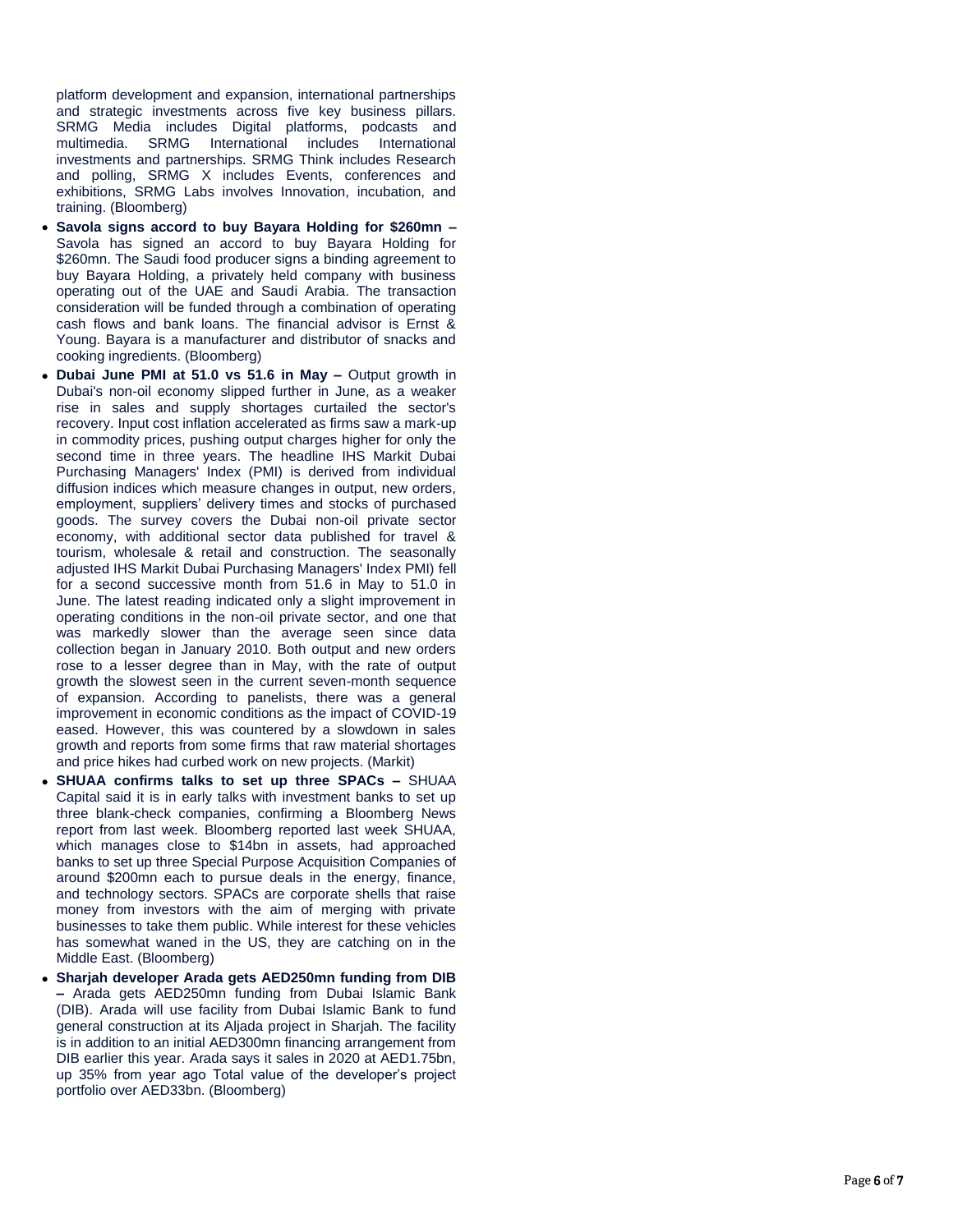platform development and expansion, international partnerships and strategic investments across five key business pillars. SRMG Media includes Digital platforms, podcasts and multimedia. SRMG International includes International investments and partnerships. SRMG Think includes Research and polling, SRMG X includes Events, conferences and exhibitions, SRMG Labs involves Innovation, incubation, and training. (Bloomberg)

- **Savola signs accord to buy Bayara Holding for $260mn –** Savola has signed an accord to buy Bayara Holding for $260mn. The Saudi food producer signs a binding agreement to buy Bayara Holding, a privately held company with business operating out of the UAE and Saudi Arabia. The transaction consideration will be funded through a combination of operating cash flows and bank loans. The financial advisor is Ernst & Young. Bayara is a manufacturer and distributor of snacks and cooking ingredients. (Bloomberg)
- **Dubai June PMI at 51.0 vs 51.6 in May –** Output growth in Dubai's non-oil economy slipped further in June, as a weaker rise in sales and supply shortages curtailed the sector's recovery. Input cost inflation accelerated as firms saw a mark-up in commodity prices, pushing output charges higher for only the second time in three years. The headline IHS Markit Dubai Purchasing Managers' Index (PMI) is derived from individual diffusion indices which measure changes in output, new orders, employment, suppliers' delivery times and stocks of purchased goods. The survey covers the Dubai non-oil private sector economy, with additional sector data published for travel & tourism, wholesale & retail and construction. The seasonally adjusted IHS Markit Dubai Purchasing Managers' Index PMI) fell for a second successive month from 51.6 in May to 51.0 in June. The latest reading indicated only a slight improvement in operating conditions in the non-oil private sector, and one that was markedly slower than the average seen since data collection began in January 2010. Both output and new orders rose to a lesser degree than in May, with the rate of output growth the slowest seen in the current seven-month sequence of expansion. According to panelists, there was a general improvement in economic conditions as the impact of COVID-19 eased. However, this was countered by a slowdown in sales growth and reports from some firms that raw material shortages and price hikes had curbed work on new projects. (Markit)
- **SHUAA confirms talks to set up three SPACs –** SHUAA Capital said it is in early talks with investment banks to set up three blank-check companies, confirming a Bloomberg News report from last week. Bloomberg reported last week SHUAA, which manages close to $14bn in assets, had approached banks to set up three Special Purpose Acquisition Companies of around $200mn each to pursue deals in the energy, finance, and technology sectors. SPACs are corporate shells that raise money from investors with the aim of merging with private businesses to take them public. While interest for these vehicles has somewhat waned in the US, they are catching on in the Middle East. (Bloomberg)
- **Sharjah developer Arada gets AED250mn funding from DIB –** Arada gets AED250mn funding from Dubai Islamic Bank (DIB). Arada will use facility from Dubai Islamic Bank to fund general construction at its Aljada project in Sharjah. The facility is in addition to an initial AED300mn financing arrangement from DIB earlier this year. Arada says it sales in 2020 at AED1.75bn, up 35% from year ago Total value of the developer's project portfolio over AED33bn. (Bloomberg)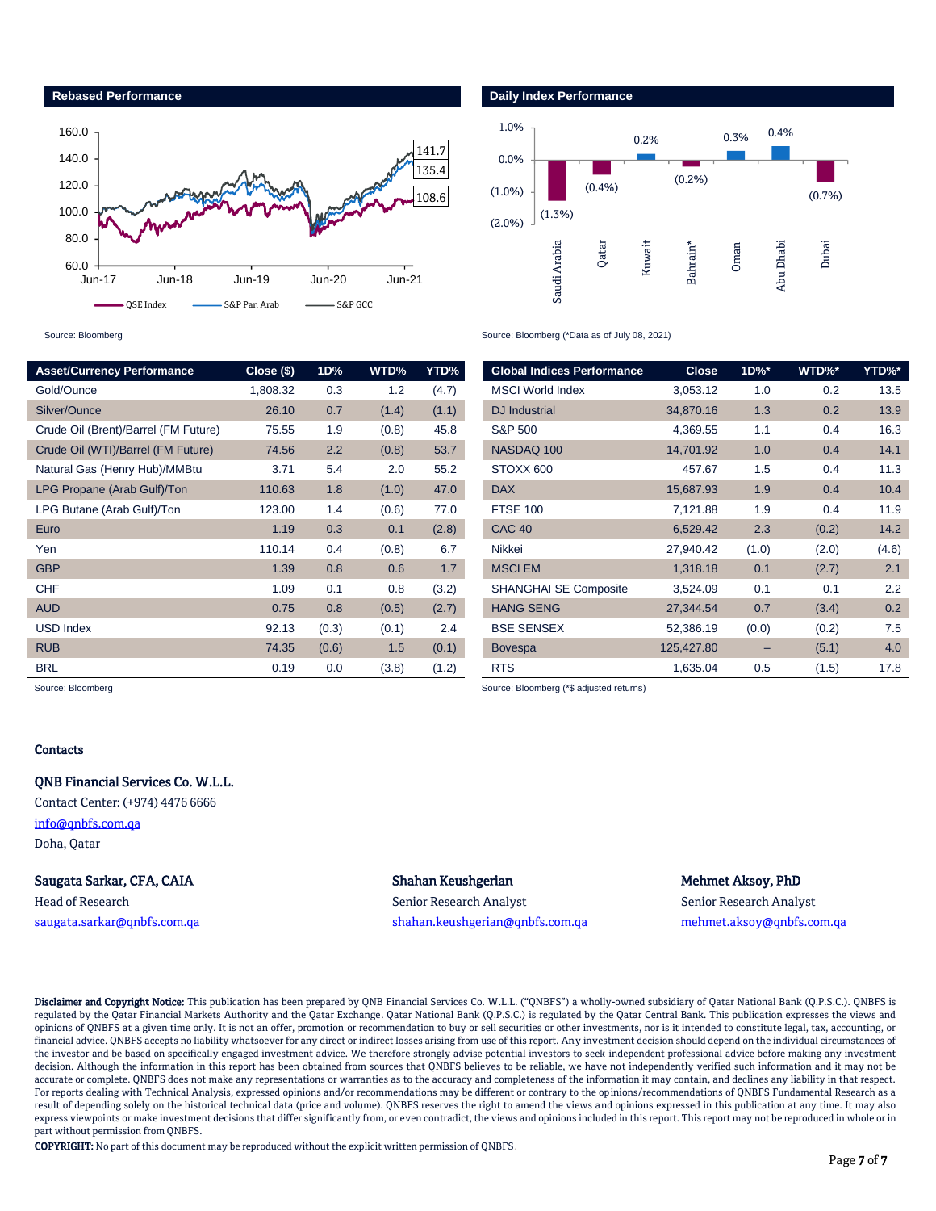### Rebased Performance

160.0
140.0
120.0
100.0
80.0
60.0

Jun-17 Jun-18 Jun-19 Jun-20 Jun-21

141.7
135.4
108.6

QSE Index — S&P Pan Arab — S&P GCC

Source: Bloomberg

### Daily Index Performance

1.0%
0.0%
(1.0%)
(2.0%)

Saudi Arabia (1.3%)
Qatar (0.4%)
Kuwait 0.2%
Bahrain* (0.2%)
Oman 0.3%
Abu Dhabi 0.4%
Dubai (0.7%)

Source: Bloomberg (*Data as of July 08, 2021)

| Asset/Currency Performance | Close ($) | 1D% | WTD% | YTD% |
|---|---|---|---|---|
| Gold/Ounce | 1,808.32 | 0.3 | 1.2 | (4.7) |
| Silver/Ounce | 26.10 | 0.7 | (1.4) | (1.1) |
| Crude Oil (Brent)/Barrel (FM Future) | 75.55 | 1.9 | (0.8) | 45.8 |
| Crude Oil (WTI)/Barrel (FM Future) | 74.56 | 2.2 | (0.8) | 53.7 |
| Natural Gas (Henry Hub)/MMBtu | 3.71 | 5.4 | 2.0 | 55.2 |
| LPG Propane (Arab Gulf)/Ton | 110.63 | 1.8 | (1.0) | 47.0 |
| LPG Butane (Arab Gulf)/Ton | 123.00 | 1.4 | (0.6) | 77.0 |
| Euro | 1.19 | 0.3 | 0.1 | (2.8) |
| Yen | 110.14 | 0.4 | (0.8) | 6.7 |
| GBP | 1.39 | 0.8 | 0.6 | 1.7 |
| CHF | 1.09 | 0.1 | 0.8 | (3.2) |
| AUD | 0.75 | 0.8 | (0.5) | (2.7) |
| USD Index | 92.13 | (0.3) | (0.1) | 2.4 |
| RUB | 74.35 | (0.6) | 1.5 | (0.1) |
| BRL | 0.19 | 0.0 | (3.8) | (1.2) |

Source: Bloomberg

| Global Indices Performance | Close | 1D%* | WTD%* | YTD%* |
|---|---|---|---|---|
| MSCI World Index | 3,053.12 | 1.0 | 0.2 | 13.5 |
| DJ Industrial | 34,870.16 | 1.3 | 0.2 | 13.9 |
| S&P 500 | 4,369.55 | 1.1 | 0.4 | 16.3 |
| NASDAQ 100 | 14,701.92 | 1.0 | 0.4 | 14.1 |
| STOXX 600 | 457.67 | 1.5 | 0.4 | 11.3 |
| DAX | 15,687.93 | 1.9 | 0.4 | 10.4 |
| FTSE 100 | 7,121.88 | 1.9 | 0.4 | 11.9 |
| CAC 40 | 6,529.42 | 2.3 | (0.2) | 14.2 |
| Nikkei | 27,940.42 | (1.0) | (2.0) | (4.6) |
| MSCI EM | 1,318.18 | 0.1 | (2.7) | 2.1 |
| SHANGHAI SE Composite | 3,524.09 | 0.1 | 0.1 | 2.2 |
| HANG SENG | 27,344.54 | 0.7 | (3.4) | 0.2 |
| BSE SENSEX | 52,386.19 | (0.0) | (0.2) | 7.5 |
| Bovespa | 125,427.80 | – | (5.1) | 4.0 |
| RTS | 1,635.04 | 0.5 | (1.5) | 17.8 |

Source: Bloomberg (*$ adjusted returns)

**Contacts**

**QNB Financial Services Co. W.L.L.**
Contact Center: (+974) 4476 6666
info@qnbfs.com.qa
Doha, Qatar

**Saugata Sarkar, CFA, CAIA**
Head of Research
saugata.sarkar@qnbfs.com.qa

**Shahan Keushgerian**
Senior Research Analyst
shahan.keushgerian@qnbfs.com.qa

**Mehmet Aksoy, PhD**
Senior Research Analyst
mehmet.aksoy@qnbfs.com.qa

**Disclaimer and Copyright Notice:** This publication has been prepared by QNB Financial Services Co. W.L.L. ("QNBFS") a wholly-owned subsidiary of Qatar National Bank (Q.P.S.C.). QNBFS is regulated by the Qatar Financial Markets Authority and the Qatar Exchange. Qatar National Bank (Q.P.S.C.) is regulated by the Qatar Central Bank. This publication expresses the views and opinions of QNBFS at a given time only. It is not an offer, promotion or recommendation to buy or sell securities or other investments, nor is it intended to constitute legal, tax, accounting, or financial advice. QNBFS accepts no liability whatsoever for any direct or indirect losses arising from use of this report. Any investment decision should depend on the individual circumstances of the investor and be based on specifically engaged investment advice. We therefore strongly advise potential investors to seek independent professional advice before making any investment decision. Although the information in this report has been obtained from sources that QNBFS believes to be reliable, we have not independently verified such information and it may not be accurate or complete. QNBFS does not make any representations or warranties as to the accuracy and completeness of the information it may contain, and declines any liability in that respect. For reports dealing with Technical Analysis, expressed opinions and/or recommendations may be different or contrary to the opinions/recommendations of QNBFS Fundamental Research as a result of depending solely on the historical technical data (price and volume). QNBFS reserves the right to amend the views and opinions expressed in this publication at any time. It may also express viewpoints or make investment decisions that differ significantly from, or even contradict, the views and opinions included in this report. This report may not be reproduced in whole or in part without permission from QNBFS.

**COPYRIGHT:** No part of this document may be reproduced without the explicit written permission of QNBFS